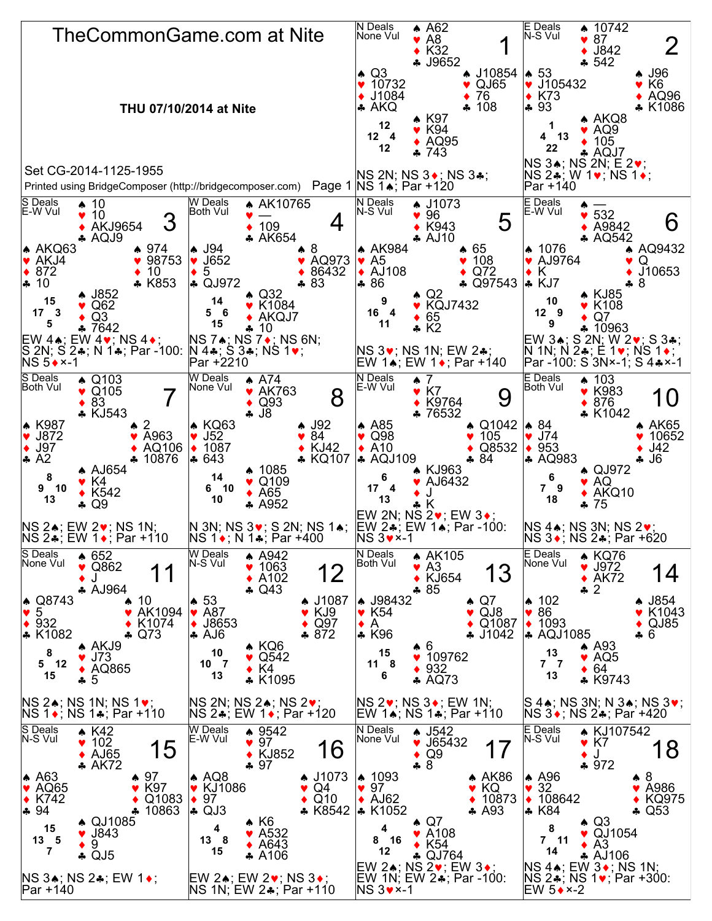# TheCommonGame.com at Nite

**THU 07/10/2014 at Nite**

Set CG-2014-1125-1955

Printed using BridgeComposer (http://bridgecomposer.com)

---

## Board 1

N Deals, None Vul

- North: ♠ A62 ♥ A8 ♦ K32 ♣ J9652
- West: ♠ Q3 ♥ 10732 ♦ J1084 ♣ AKQ
- East: ♠ J10854 ♥ QJ65 ♦ 76 ♣ 108
- South: ♠ K97 ♥ K94 ♦ AQ95 ♣ 743

HCP: N 12, W 12, E 4, S 12

NS 2N; NS 3♦; NS 3♣; NS 1♠; Par +120

## Board 2

E Deals, N-S Vul

- North: ♠ 10742 ♥ 87 ♦ J842 ♣ 542
- West: ♠ 53 ♥ J105432 ♦ K73 ♣ 93
- East: ♠ J96 ♥ K6 ♦ AQ96 ♣ K1086
- South: ♠ AKQ8 ♥ AQ9 ♦ 105 ♣ AQJ7

HCP: N 1, W 4, E 13, S 22

NS 3♠; NS 2N; E 2♥; NS 2♣; W 1♥; NS 1♦; Par +140

## Board 3

S Deals, E-W Vul

- North: ♠ 10 ♥ 10 ♦ AKJ9654 ♣ AQJ9
- West: ♠ AKQ63 ♥ AKJ4 ♦ 872 ♣ 10
- East: ♠ 974 ♥ 98753 ♦ 10 ♣ K853
- South: ♠ J852 ♥ Q62 ♦ Q3 ♣ 7642

HCP: N 15, W 17, E 3, S 5

EW 4♠; EW 4♥; NS 4♦; S 2N; S 2♣; N 1♣; Par -100: NS 5♦×-1

## Board 4

W Deals, Both Vul

- North: ♠ AK10765 ♥ — ♦ 109 ♣ AK654
- West: ♠ J94 ♥ J652 ♦ 5 ♣ QJ972
- East: ♠ 8 ♥ AQ973 ♦ 86432 ♣ 83
- South: ♠ Q32 ♥ K1084 ♦ AKQJ7 ♣ 10

HCP: N 14, W 5, E 6, S 15

NS 7♠; NS 7♦; NS 6N; N 4♣; S 3♣; NS 1♥; Par +2210

## Board 5

N Deals, N-S Vul

- North: ♠ J1073 ♥ 96 ♦ K943 ♣ AJ10
- West: ♠ AK984 ♥ A5 ♦ AJ108 ♣ 86
- East: ♠ 65 ♥ 108 ♦ Q72 ♣ Q97543
- South: ♠ Q2 ♥ KQJ7432 ♦ 65 ♣ K2

HCP: N 9, W 16, E 4, S 11

NS 3♥; NS 1N; EW 2♣; EW 1♠; EW 1♦; Par +140

## Board 6

E Deals, E-W Vul

- North: ♠ — ♥ 532 ♦ A9842 ♣ AQ542
- West: ♠ 1076 ♥ AJ9764 ♦ K ♣ KJ7
- East: ♠ AQ9432 ♥ Q ♦ J10653 ♣ 8
- South: ♠ KJ85 ♥ K108 ♦ Q7 ♣ 10963

HCP: N 10, W 12, E 9, S 9

EW 3♠; S 2N; W 2♥; S 3♣; N 1N; N 2♣; E 1♥; NS 1♦; Par -100: S 3N×-1; S 4♣×-1

## Board 7

S Deals, Both Vul

- North: ♠ Q103 ♥ Q105 ♦ 83 ♣ KJ543
- West: ♠ K987 ♥ J872 ♦ J97 ♣ A2
- East: ♠ 2 ♥ A963 ♦ AQ106 ♣ 10876
- South: ♠ AJ654 ♥ K4 ♦ K542 ♣ Q9

HCP: N 8, W 9, E 10, S 13

NS 2♠; EW 2♥; NS 1N; NS 2♣; EW 1♦; Par +110

## Board 8

W Deals, None Vul

- North: ♠ A74 ♥ AK763 ♦ Q93 ♣ J8
- West: ♠ KQ63 ♥ J52 ♦ 1087 ♣ 643
- East: ♠ J92 ♥ 84 ♦ KJ42 ♣ KQ107
- South: ♠ 1085 ♥ Q109 ♦ A65 ♣ A952

HCP: N 14, W 6, E 10, S 10

N 3N; NS 3♥; S 2N; NS 1♠; NS 1♦; N 1♣; Par +400

## Board 9

N Deals, E-W Vul

- North: ♠ 7 ♥ K7 ♦ K9764 ♣ 76532
- West: ♠ A85 ♥ Q98 ♦ A10 ♣ AQJ109
- East: ♠ Q1042 ♥ 105 ♦ Q8532 ♣ 84
- South: ♠ KJ963 ♥ AJ6432 ♦ J ♣ K

HCP: N 6, W 17, E 4, S 13

EW 2N; NS 2♥; EW 3♦; EW 2♣; EW 1♠; Par -100: NS 3♥×-1

## Board 10

E Deals, Both Vul

- North: ♠ 103 ♥ K983 ♦ 876 ♣ K1042
- West: ♠ 84 ♥ J74 ♦ 953 ♣ AQ983
- East: ♠ AK65 ♥ 10652 ♦ J42 ♣ J6
- South: ♠ QJ972 ♥ AQ ♦ AKQ10 ♣ 75

HCP: N 6, W 7, E 9, S 18

NS 4♠; NS 3N; NS 2♥; NS 3♦; NS 2♣; Par +620

## Board 11

S Deals, None Vul

- North: ♠ 652 ♥ Q862 ♦ J ♣ AJ964
- West: ♠ Q8743 ♥ 5 ♦ 932 ♣ K1082
- East: ♠ 10 ♥ AK1094 ♦ K1074 ♣ Q73
- South: ♠ AKJ9 ♥ J73 ♦ AQ865 ♣ 5

HCP: N 8, W 5, E 12, S 15

NS 2♠; NS 1N; NS 1♥; NS 1♦; NS 1♣; Par +110

## Board 12

W Deals, N-S Vul

- North: ♠ A942 ♥ 1063 ♦ A102 ♣ Q43
- West: ♠ 53 ♥ A87 ♦ J8653 ♣ AJ6
- East: ♠ J1087 ♥ KJ9 ♦ Q97 ♣ 872
- South: ♠ KQ6 ♥ Q542 ♦ K4 ♣ K1095

HCP: N 10, W 10, E 7, S 13

NS 2N; NS 2♠; NS 2♥; NS 2♣; EW 1♦; Par +120

## Board 13

N Deals, Both Vul

- North: ♠ AK105 ♥ A3 ♦ KJ654 ♣ 85
- West: ♠ J98432 ♥ K54 ♦ A ♣ K96
- East: ♠ Q7 ♥ QJ8 ♦ Q1087 ♣ J1042
- South: ♠ 6 ♥ 109762 ♦ 932 ♣ AQ73

HCP: N 15, W 11, E 8, S 6

NS 2♥; NS 3♦; EW 1N; EW 1♠; NS 1♣; Par +110

## Board 14

E Deals, None Vul

- North: ♠ KQ76 ♥ J972 ♦ AK72 ♣ 2
- West: ♠ 102 ♥ 86 ♦ 1093 ♣ AQJ1085
- East: ♠ J854 ♥ K1043 ♦ QJ85 ♣ 6
- South: ♠ A93 ♥ AQ5 ♦ 64 ♣ K9743

HCP: N 13, W 7, E 7, S 13

S 4♠; NS 3N; N 3♠; NS 3♥; NS 3♦; NS 2♣; Par +420

## Board 15

S Deals, N-S Vul

- North: ♠ K42 ♥ 102 ♦ AJ65 ♣ AK72
- West: ♠ A63 ♥ AQ65 ♦ K742 ♣ 94
- East: ♠ 97 ♥ K97 ♦ Q1083 ♣ 10863
- South: ♠ QJ1085 ♥ J843 ♦ 9 ♣ QJ5

HCP: N 15, W 13, E 5, S 7

NS 3♠; NS 2♣; EW 1♦; Par +140

## Board 16

W Deals, E-W Vul

- North: ♠ 9542 ♥ 97 ♦ KJ852 ♣ 97
- West: ♠ AQ8 ♥ KJ1086 ♦ 97 ♣ QJ3
- East: ♠ J1073 ♥ Q4 ♦ Q10 ♣ K8542
- South: ♠ K6 ♥ A532 ♦ A643 ♣ A106

HCP: N 4, W 13, E 8, S 15

EW 2♠; EW 2♥; NS 3♦; NS 1N; EW 2♣; Par +110

## Board 17

N Deals, None Vul

- North: ♠ J542 ♥ J65432 ♦ Q9 ♣ 8
- West: ♠ 1093 ♥ 97 ♦ AJ62 ♣ K1052
- East: ♠ AK86 ♥ KQ ♦ 10873 ♣ A93
- South: ♠ Q7 ♥ A108 ♦ K54 ♣ QJ764

HCP: N 4, W 8, E 16, S 12

EW 2♠; NS 2♥; EW 3♦; EW 1N; EW 2♣; Par -100: NS 3♥×-1

## Board 18

E Deals, N-S Vul

- North: ♠ KJ107542 ♥ K7 ♦ J ♣ 972
- West: ♠ A96 ♥ 32 ♦ 108642 ♣ K84
- East: ♠ 8 ♥ A986 ♦ KQ975 ♣ Q53
- South: ♠ Q3 ♥ QJ1054 ♦ A3 ♣ AJ106

HCP: N 8, W 7, E 11, S 14

NS 4♠; EW 3♦; NS 1N; NS 2♣; NS 1♥; Par +300: EW 5♦×-2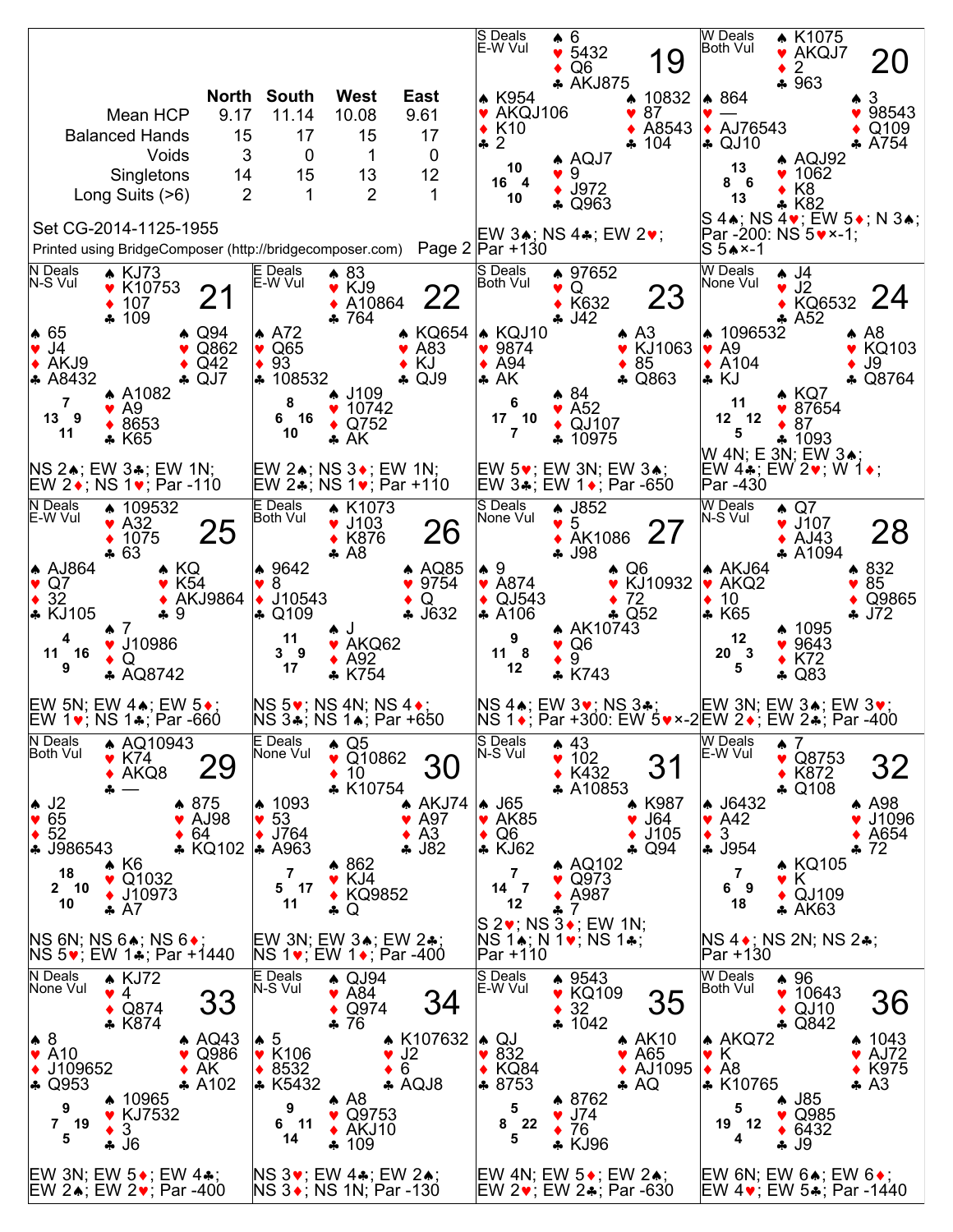|  | North | South | West | East |
|---|---|---|---|---|
| Mean HCP | 9.17 | 11.14 | 10.08 | 9.61 |
| Balanced Hands | 15 | 17 | 15 | 17 |
| Voids | 3 | 0 | 1 | 0 |
| Singletons | 14 | 15 | 13 | 12 |
| Long Suits (>6) | 2 | 1 | 2 | 1 |

Set CG-2014-1125-1955

Printed using BridgeComposer (http://bridgecomposer.com)

## Board 19
S Deals, E-W Vul

North: ♠ 6 ♥ 5432 ♦ Q6 ♣ AKJ875

West: ♠ K954 ♥ AKQJ106 ♦ K10 ♣ 2

East: ♠ 10832 ♥ 87 ♦ A8543 ♣ 104

South: ♠ AQJ7 ♥ 9 ♦ J972 ♣ Q963

HCP: N 10, W 16, E 4, S 10

EW 3♠; NS 4♣; EW 2♥; Par +130

## Board 20
W Deals, Both Vul

North: ♠ K1075 ♥ AKQJ7 ♦ 2 ♣ 963

West: ♠ 864 ♥ — ♦ AJ76543 ♣ QJ10

East: ♠ 3 ♥ 98543 ♦ Q109 ♣ A754

South: ♠ AQJ92 ♥ 1062 ♦ K8 ♣ K82

HCP: N 13, W 8, E 6, S 13

S 4♠; NS 4♥; EW 5♦; N 3♠; Par -200: NS 5♥×-1; S 5♠×-1

## Board 21
N Deals, N-S Vul

North: ♠ KJ73 ♥ K10753 ♦ 107 ♣ 109

West: ♠ 65 ♥ J4 ♦ AKJ9 ♣ A8432

East: ♠ Q94 ♥ Q862 ♦ Q42 ♣ QJ7

South: ♠ A1082 ♥ A9 ♦ 8653 ♣ K65

HCP: N 7, W 13, E 9, S 11

NS 2♠; EW 3♣; EW 1N; EW 2♦; NS 1♥; Par -110

## Board 22
E Deals, E-W Vul

North: ♠ 83 ♥ KJ9 ♦ A10864 ♣ 764

West: ♠ A72 ♥ Q65 ♦ 93 ♣ 108532

East: ♠ KQ654 ♥ A83 ♦ KJ ♣ QJ9

South: ♠ J109 ♥ 10742 ♦ Q752 ♣ AK

HCP: N 8, W 6, E 16, S 10

EW 2♠; NS 3♦; EW 1N; EW 2♣; NS 1♥; Par +110

## Board 23
S Deals, Both Vul

North: ♠ 97652 ♥ Q ♦ K632 ♣ J42

West: ♠ KQJ10 ♥ 9874 ♦ A94 ♣ AK

East: ♠ A3 ♥ KJ1063 ♦ 85 ♣ Q863

South: ♠ 84 ♥ A52 ♦ QJ107 ♣ 10975

HCP: N 6, W 17, E 10, S 7

EW 5♥; EW 3N; EW 3♠; EW 3♣; EW 1♦; Par -650

## Board 24
W Deals, None Vul

North: ♠ J4 ♥ J2 ♦ KQ6532 ♣ A52

West: ♠ 1096532 ♥ A9 ♦ A104 ♣ KJ

East: ♠ A8 ♥ KQ103 ♦ J9 ♣ Q8764

South: ♠ KQ7 ♥ 87654 ♦ 87 ♣ 1093

HCP: N 11, W 12, E 12, S 5

W 4N; E 3N; EW 3♠; EW 4♣; EW 2♥; W 1♦; Par -430

## Board 25
N Deals, E-W Vul

North: ♠ 109532 ♥ A32 ♦ 1075 ♣ 63

West: ♠ AJ864 ♥ Q7 ♦ 32 ♣ KJ105

East: ♠ KQ ♥ K54 ♦ AKJ9864 ♣ 9

South: ♠ 7 ♥ J10986 ♦ Q ♣ AQ8742

HCP: N 4, W 11, E 16, S 9

EW 5N; EW 4♠; EW 5♦; EW 1♥; NS 1♣; Par -660

## Board 26
E Deals, Both Vul

North: ♠ K1073 ♥ J103 ♦ K876 ♣ A8

West: ♠ 9642 ♥ 8 ♦ J10543 ♣ Q109

East: ♠ AQ85 ♥ 9754 ♦ Q ♣ J632

South: ♠ J ♥ AKQ62 ♦ A92 ♣ K754

HCP: N 11, W 3, E 9, S 17

NS 5♥; NS 4N; NS 4♦; NS 3♣; NS 1♠; Par +650

## Board 27
S Deals, None Vul

North: ♠ J852 ♥ 5 ♦ AK1086 ♣ J98

West: ♠ 9 ♥ A874 ♦ QJ543 ♣ A106

East: ♠ Q6 ♥ KJ10932 ♦ 72 ♣ Q52

South: ♠ AK10743 ♥ Q6 ♦ 9 ♣ K743

HCP: N 9, W 11, E 8, S 12

NS 4♠; EW 3♥; NS 3♣; NS 1♦; Par +300: EW 5♥×-2

## Board 28
W Deals, N-S Vul

North: ♠ Q7 ♥ J107 ♦ AJ43 ♣ A1094

West: ♠ AKJ64 ♥ AKQ2 ♦ 10 ♣ K65

East: ♠ 832 ♥ 85 ♦ Q9865 ♣ J72

South: ♠ 1095 ♥ 9643 ♦ K72 ♣ Q83

HCP: N 12, W 20, E 3, S 5

EW 3N; EW 3♠; EW 3♥; EW 2♦; EW 2♣; Par -400

## Board 29
N Deals, Both Vul

North: ♠ AQ10943 ♥ K74 ♦ AKQ8 ♣ —

West: ♠ J2 ♥ 65 ♦ 52 ♣ J986543

East: ♠ 875 ♥ AJ98 ♦ 64 ♣ KQ102

South: ♠ K6 ♥ Q1032 ♦ J10973 ♣ A7

HCP: N 18, W 2, E 10, S 10

NS 6N; NS 6♠; NS 6♦; NS 5♥; EW 1♣; Par +1440

## Board 30
E Deals, None Vul

North: ♠ Q5 ♥ Q10862 ♦ 10 ♣ K10754

West: ♠ 1093 ♥ 53 ♦ J764 ♣ A963

East: ♠ AKJ74 ♥ A97 ♦ A3 ♣ J82

South: ♠ 862 ♥ KJ4 ♦ KQ9852 ♣ Q

HCP: N 7, W 5, E 17, S 11

EW 3N; EW 3♠; EW 2♣; NS 1♥; EW 1♦; Par -400

## Board 31
S Deals, N-S Vul

North: ♠ 43 ♥ 102 ♦ K432 ♣ A10853

West: ♠ J65 ♥ AK85 ♦ Q6 ♣ KJ62

East: ♠ K987 ♥ J64 ♦ J105 ♣ Q94

South: ♠ AQ102 ♥ Q973 ♦ A987 ♣ 7

HCP: N 7, W 14, E 7, S 12

S 2♥; NS 3♦; EW 1N; NS 1♠; N 1♥; NS 1♣; Par +110

## Board 32
W Deals, E-W Vul

North: ♠ 7 ♥ Q8753 ♦ K872 ♣ Q108

West: ♠ J6432 ♥ A42 ♦ 3 ♣ J954

East: ♠ A98 ♥ J1096 ♦ A654 ♣ 72

South: ♠ KQ105 ♥ K ♦ QJ109 ♣ AK63

HCP: N 7, W 6, E 9, S 18

NS 4♦; NS 2N; NS 2♣; Par +130

## Board 33
N Deals, None Vul

North: ♠ KJ72 ♥ 4 ♦ Q874 ♣ K874

West: ♠ 8 ♥ A10 ♦ J109652 ♣ Q953

East: ♠ AQ43 ♥ Q986 ♦ AK ♣ A102

South: ♠ 10965 ♥ KJ7532 ♦ 3 ♣ J6

HCP: N 9, W 7, E 19, S 5

EW 3N; EW 5♦; EW 4♣; EW 2♠; EW 2♥; Par -400

## Board 34
E Deals, N-S Vul

North: ♠ QJ94 ♥ A84 ♦ Q974 ♣ 76

West: ♠ 5 ♥ K106 ♦ 8532 ♣ K5432

East: ♠ K107632 ♥ J2 ♦ 6 ♣ AQJ8

South: ♠ A8 ♥ Q9753 ♦ AKJ10 ♣ 109

HCP: N 9, W 6, E 11, S 14

NS 3♥; EW 4♣; EW 2♠; NS 3♦; NS 1N; Par -130

## Board 35
S Deals, E-W Vul

North: ♠ 9543 ♥ KQ109 ♦ 32 ♣ 1042

West: ♠ QJ ♥ 832 ♦ KQ84 ♣ 8753

East: ♠ AK10 ♥ A65 ♦ AJ1095 ♣ AQ

South: ♠ 8762 ♥ J74 ♦ 76 ♣ KJ96

HCP: N 5, W 8, E 22, S 5

EW 4N; EW 5♦; EW 2♠; EW 2♥; EW 2♣; Par -630

## Board 36
W Deals, Both Vul

North: ♠ 96 ♥ 10643 ♦ QJ10 ♣ Q842

West: ♠ AKQ72 ♥ K ♦ A8 ♣ K10765

East: ♠ 1043 ♥ AJ72 ♦ K975 ♣ A3

South: ♠ J85 ♥ Q985 ♦ 6432 ♣ J9

HCP: N 5, W 19, E 12, S 4

EW 6N; EW 6♠; EW 6♦; EW 4♥; EW 5♣; Par -1440